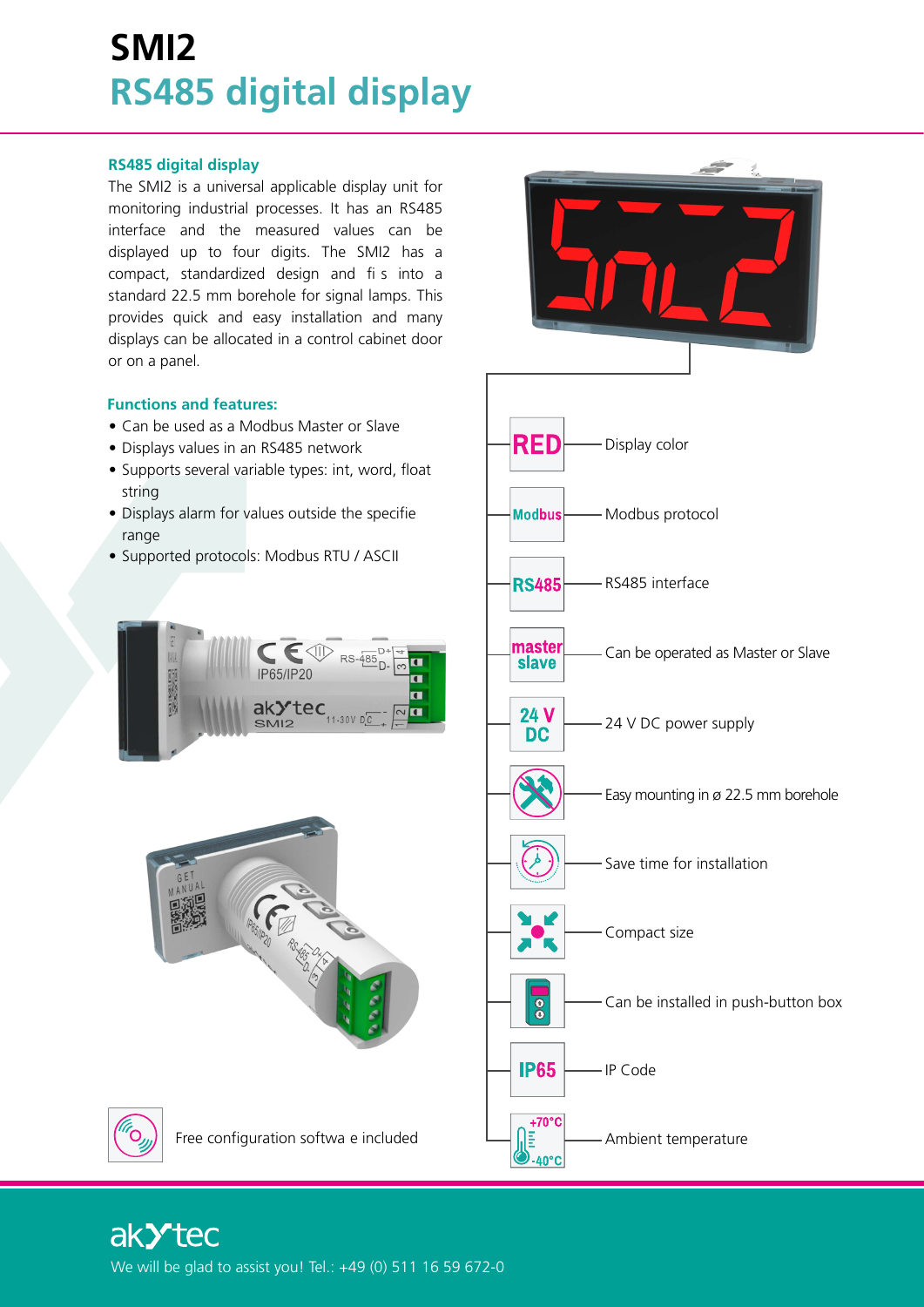# SMI2

## RS485 digital display

### RS485 digital display

The SMI2 is a universal applicable display unit for monitoring industrial processes. It has an RS485 interface and the measured values can be displayed up to four digits. The SMI2 has a compact, standardized design and fi s into a standard 22.5 mm borehole for signal lamps. This provides quick and easy installation and many displays can be allocated in a control cabinet door or on a panel.

### Functions and features:

- Can be used as a Modbus Master or Slave
- Displays values in an RS485 network
- Supports several variable types: int, word, float string
- Displays alarm for values outside the specifie range
- Supported protocols: Modbus RTU / ASCII

Free configuration softwa e included

RED — Display color

Modbus — Modbus protocol

RS485 — RS485 interface

master slave — Can be operated as Master or Slave

24 V DC — 24 V DC power supply

Easy mounting in ø 22.5 mm borehole

Save time for installation

Compact size

Can be installed in push-button box

IP65 — IP Code

+70°C -40°C — Ambient temperature

akYtec

We will be glad to assist you! Tel.: +49 (0) 511 16 59 672-0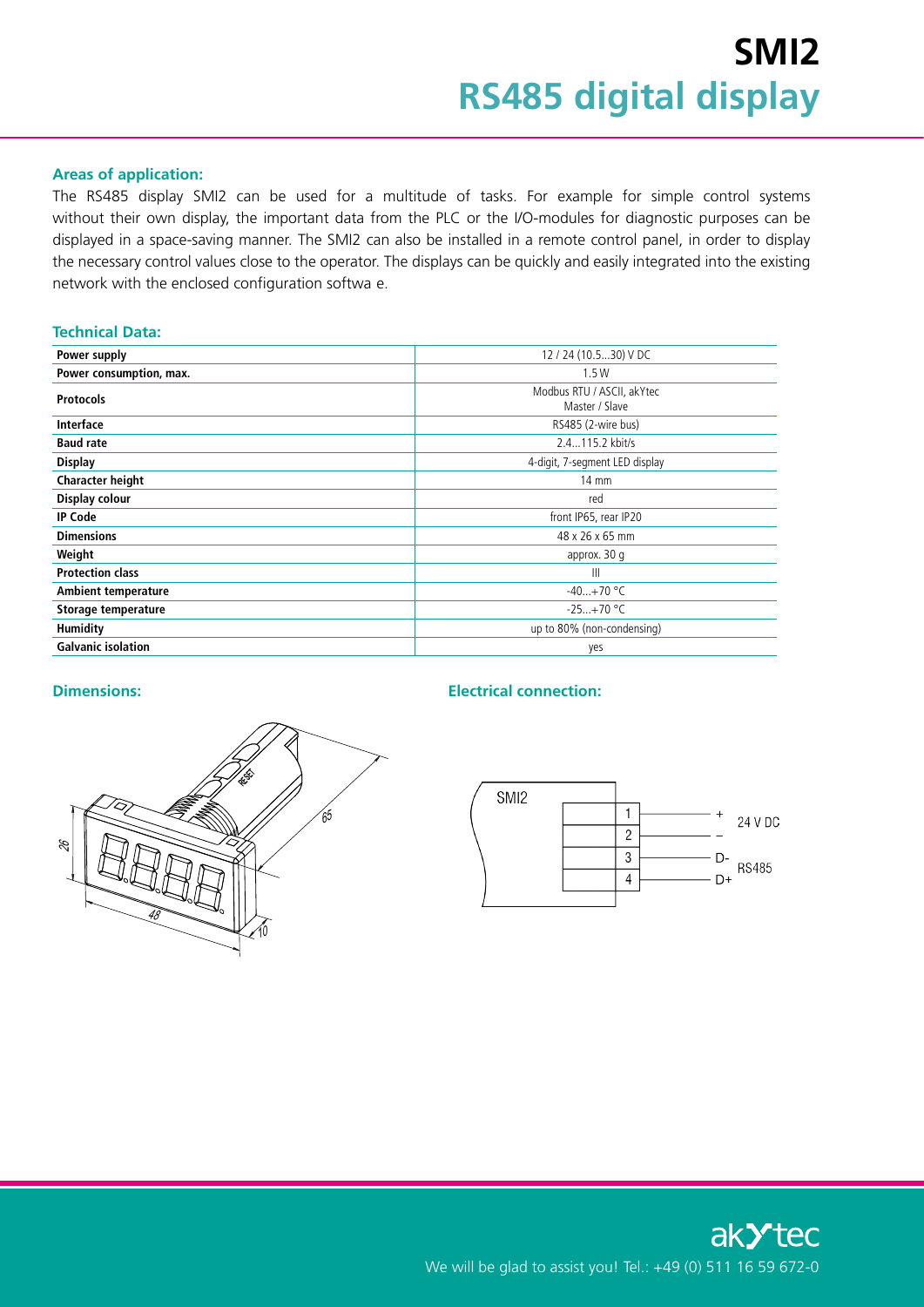# SMI2
# RS485 digital display

### Areas of application:

The RS485 display SMI2 can be used for a multitude of tasks. For example for simple control systems without their own display, the important data from the PLC or the I/O-modules for diagnostic purposes can be displayed in a space-saving manner. The SMI2 can also be installed in a remote control panel, in order to display the necessary control values close to the operator. The displays can be quickly and easily integrated into the existing network with the enclosed configuration softwa e.

### Technical Data:

| | |
|---|---|
| **Power supply** | 12 / 24 (10.5...30) V DC |
| **Power consumption, max.** | 1.5 W |
| **Protocols** | Modbus RTU / ASCII, akYtec Master / Slave |
| **Interface** | RS485 (2-wire bus) |
| **Baud rate** | 2.4...115.2 kbit/s |
| **Display** | 4-digit, 7-segment LED display |
| **Character height** | 14 mm |
| **Display colour** | red |
| **IP Code** | front IP65, rear IP20 |
| **Dimensions** | 48 x 26 x 65 mm |
| **Weight** | approx. 30 g |
| **Protection class** | III |
| **Ambient temperature** | -40...+70 °C |
| **Storage temperature** | -25...+70 °C |
| **Humidity** | up to 80% (non-condensing) |
| **Galvanic isolation** | yes |

### Dimensions:

RESET
65
26
48
10

### Electrical connection:

SMI2
1 +
2 –
24 V DC
3 D-
4 D+
RS485

akYtec

We will be glad to assist you! Tel.: +49 (0) 511 16 59 672-0